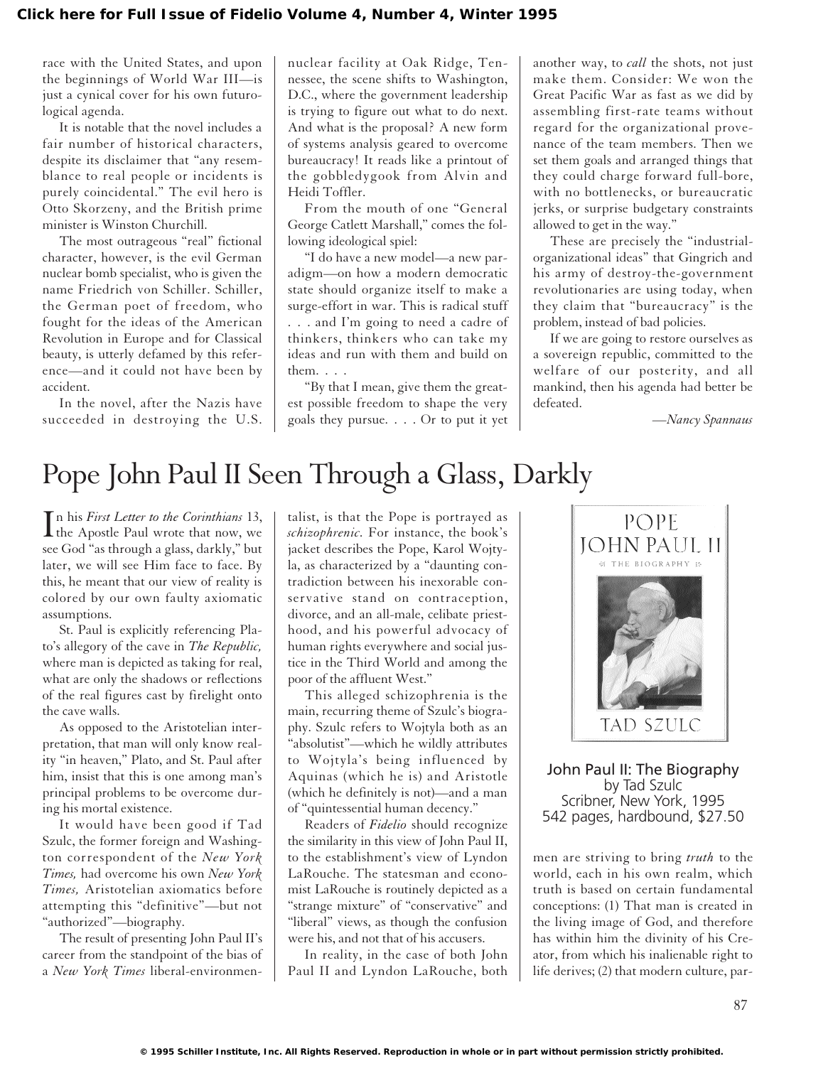race with the United States, and upon the beginnings of World War III—is just a cynical cover for his own futurological agenda.

It is notable that the novel includes a fair number of historical characters, despite its disclaimer that "any resemblance to real people or incidents is purely coincidental." The evil hero is Otto Skorzeny, and the British prime minister is Winston Churchill.

The most outrageous "real" fictional character, however, is the evil German nuclear bomb specialist, who is given the name Friedrich von Schiller. Schiller, the German poet of freedom, who fought for the ideas of the American Revolution in Europe and for Classical beauty, is utterly defamed by this reference—and it could not have been by accident.

In the novel, after the Nazis have succeeded in destroying the U.S. nuclear facility at Oak Ridge, Tennessee, the scene shifts to Washington, D.C., where the government leadership is trying to figure out what to do next. And what is the proposal? A new form of systems analysis geared to overcome bureaucracy! It reads like a printout of the gobbledygook from Alvin and Heidi Toffler.

From the mouth of one "General George Catlett Marshall," comes the following ideological spiel:

"I do have a new model—a new paradigm—on how a modern democratic state should organize itself to make a surge-effort in war. This is radical stuff . . . and I'm going to need a cadre of thinkers, thinkers who can take my ideas and run with them and build on them. . . .

"By that I mean, give them the greatest possible freedom to shape the very goals they pursue. . . . Or to put it yet another way, to *call* the shots, not just make them. Consider: We won the Great Pacific War as fast as we did by assembling first-rate teams without regard for the organizational provenance of the team members. Then we set them goals and arranged things that they could charge forward full-bore, with no bottlenecks, or bureaucratic jerks, or surprise budgetary constraints allowed to get in the way."

These are precisely the "industrial-organizational ideas" that Gingrich and his army of destroy-the-government revolutionaries are using today, when they claim that "bureaucracy" is the problem, instead of bad policies.

If we are going to restore ourselves as a sovereign republic, committed to the welfare of our posterity, and all mankind, then his agenda had better be defeated.

—*Nancy Spannaus*

# Pope John Paul II Seen Through a Glass, Darkly

In his *First Letter to the Corinthians* 13, the Apostle Paul wrote that now, we see God "as through a glass, darkly," but later, we will see Him face to face. By this, he meant that our view of reality is colored by our own faulty axiomatic assumptions.

St. Paul is explicitly referencing Plato's allegory of the cave in *The Republic,* where man is depicted as taking for real, what are only the shadows or reflections of the real figures cast by firelight onto the cave walls.

As opposed to the Aristotelian interpretation, that man will only know reality "in heaven," Plato, and St. Paul after him, insist that this is one among man's principal problems to be overcome during his mortal existence.

It would have been good if Tad Szulc, the former foreign and Washington correspondent of the *New York Times,* had overcome his own *New York Times,* Aristotelian axiomatics before attempting this "definitive"—but not "authorized"—biography.

The result of presenting John Paul II's career from the standpoint of the bias of a *New York Times* liberal-environmentalist, is that the Pope is portrayed as *schizophrenic.* For instance, the book's jacket describes the Pope, Karol Wojtyla, as characterized by a "daunting contradiction between his inexorable conservative stand on contraception, divorce, and an all-male, celibate priesthood, and his powerful advocacy of human rights everywhere and social justice in the Third World and among the poor of the affluent West."

This alleged schizophrenia is the main, recurring theme of Szulc's biography. Szulc refers to Wojtyla both as an "absolutist"—which he wildly attributes to Wojtyla's being influenced by Aquinas (which he is) and Aristotle (which he definitely is not)—and a man of "quintessential human decency."

Readers of *Fidelio* should recognize the similarity in this view of John Paul II, to the establishment's view of Lyndon LaRouche. The statesman and economist LaRouche is routinely depicted as a "strange mixture" of "conservative" and "liberal" views, as though the confusion were his, and not that of his accusers.

In reality, in the case of both John Paul II and Lyndon LaRouche, both men are striving to bring *truth* to the world, each in his own realm, which truth is based on certain fundamental conceptions: (1) That man is created in the living image of God, and therefore has within him the divinity of his Creator, from which his inalienable right to life derives; (2) that modern culture, par-

John Paul II: The Biography
by Tad Szulc
Scribner, New York, 1995
542 pages, hardbound, $27.50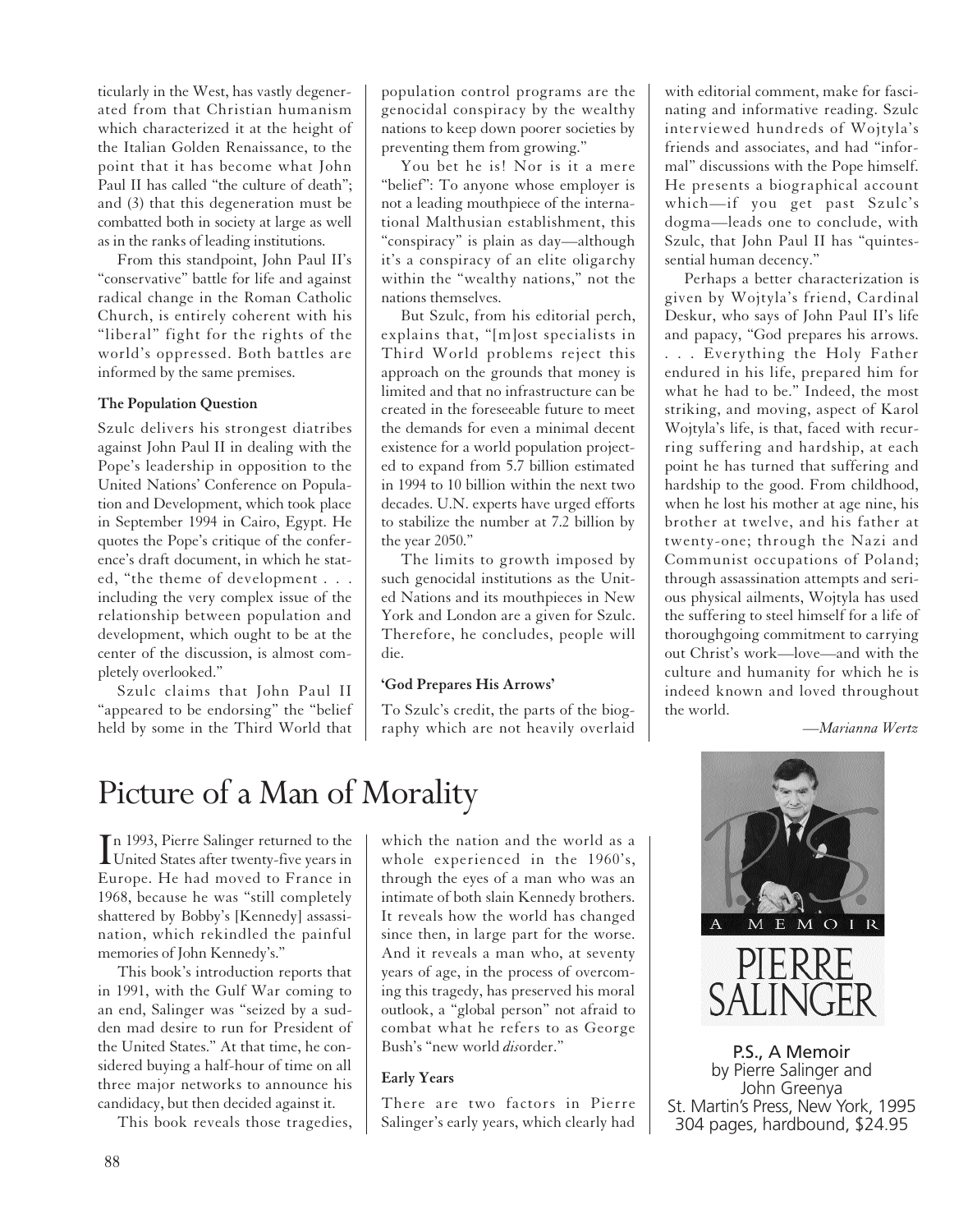ticularly in the West, has vastly degenerated from that Christian humanism which characterized it at the height of the Italian Golden Renaissance, to the point that it has become what John Paul II has called "the culture of death"; and (3) that this degeneration must be combatted both in society at large as well as in the ranks of leading institutions.

From this standpoint, John Paul II's "conservative" battle for life and against radical change in the Roman Catholic Church, is entirely coherent with his "liberal" fight for the rights of the world's oppressed. Both battles are informed by the same premises.

#### The Population Question

Szulc delivers his strongest diatribes against John Paul II in dealing with the Pope's leadership in opposition to the United Nations' Conference on Population and Development, which took place in September 1994 in Cairo, Egypt. He quotes the Pope's critique of the conference's draft document, in which he stated, "the theme of development . . . including the very complex issue of the relationship between population and development, which ought to be at the center of the discussion, is almost completely overlooked."

Szulc claims that John Paul II "appeared to be endorsing" the "belief held by some in the Third World that population control programs are the genocidal conspiracy by the wealthy nations to keep down poorer societies by preventing them from growing."

You bet he is! Nor is it a mere "belief": To anyone whose employer is not a leading mouthpiece of the international Malthusian establishment, this "conspiracy" is plain as day—although it's a conspiracy of an elite oligarchy within the "wealthy nations," not the nations themselves.

But Szulc, from his editorial perch, explains that, "[m]ost specialists in Third World problems reject this approach on the grounds that money is limited and that no infrastructure can be created in the foreseeable future to meet the demands for even a minimal decent existence for a world population projected to expand from 5.7 billion estimated in 1994 to 10 billion within the next two decades. U.N. experts have urged efforts to stabilize the number at 7.2 billion by the year 2050."

The limits to growth imposed by such genocidal institutions as the United Nations and its mouthpieces in New York and London are a given for Szulc. Therefore, he concludes, people will die.

#### 'God Prepares His Arrows'

To Szulc's credit, the parts of the biography which are not heavily overlaid with editorial comment, make for fascinating and informative reading. Szulc interviewed hundreds of Wojtyla's friends and associates, and had "informal" discussions with the Pope himself. He presents a biographical account which—if you get past Szulc's dogma—leads one to conclude, with Szulc, that John Paul II has "quintessential human decency."

Perhaps a better characterization is given by Wojtyla's friend, Cardinal Deskur, who says of John Paul II's life and papacy, "God prepares his arrows. . . . Everything the Holy Father endured in his life, prepared him for what he had to be." Indeed, the most striking, and moving, aspect of Karol Wojtyla's life, is that, faced with recurring suffering and hardship, at each point he has turned that suffering and hardship to the good. From childhood, when he lost his mother at age nine, his brother at twelve, and his father at twenty-one; through the Nazi and Communist occupations of Poland; through assassination attempts and serious physical ailments, Wojtyla has used the suffering to steel himself for a life of thoroughgoing commitment to carrying out Christ's work—love—and with the culture and humanity for which he is indeed known and loved throughout the world.

*—Marianna Wertz*

# Picture of a Man of Morality

In 1993, Pierre Salinger returned to the United States after twenty-five years in Europe. He had moved to France in 1968, because he was "still completely shattered by Bobby's [Kennedy] assassination, which rekindled the painful memories of John Kennedy's."

This book's introduction reports that in 1991, with the Gulf War coming to an end, Salinger was "seized by a sudden mad desire to run for President of the United States." At that time, he considered buying a half-hour of time on all three major networks to announce his candidacy, but then decided against it.

This book reveals those tragedies, which the nation and the world as a whole experienced in the 1960's, through the eyes of a man who was an intimate of both slain Kennedy brothers. It reveals how the world has changed since then, in large part for the worse. And it reveals a man who, at seventy years of age, in the process of overcoming this tragedy, has preserved his moral outlook, a "global person" not afraid to combat what he refers to as George Bush's "new world *dis*order."

#### Early Years

There are two factors in Pierre Salinger's early years, which clearly had

**P.S., A Memoir**
by Pierre Salinger and John Greenya
St. Martin's Press, New York, 1995
304 pages, hardbound, $24.95